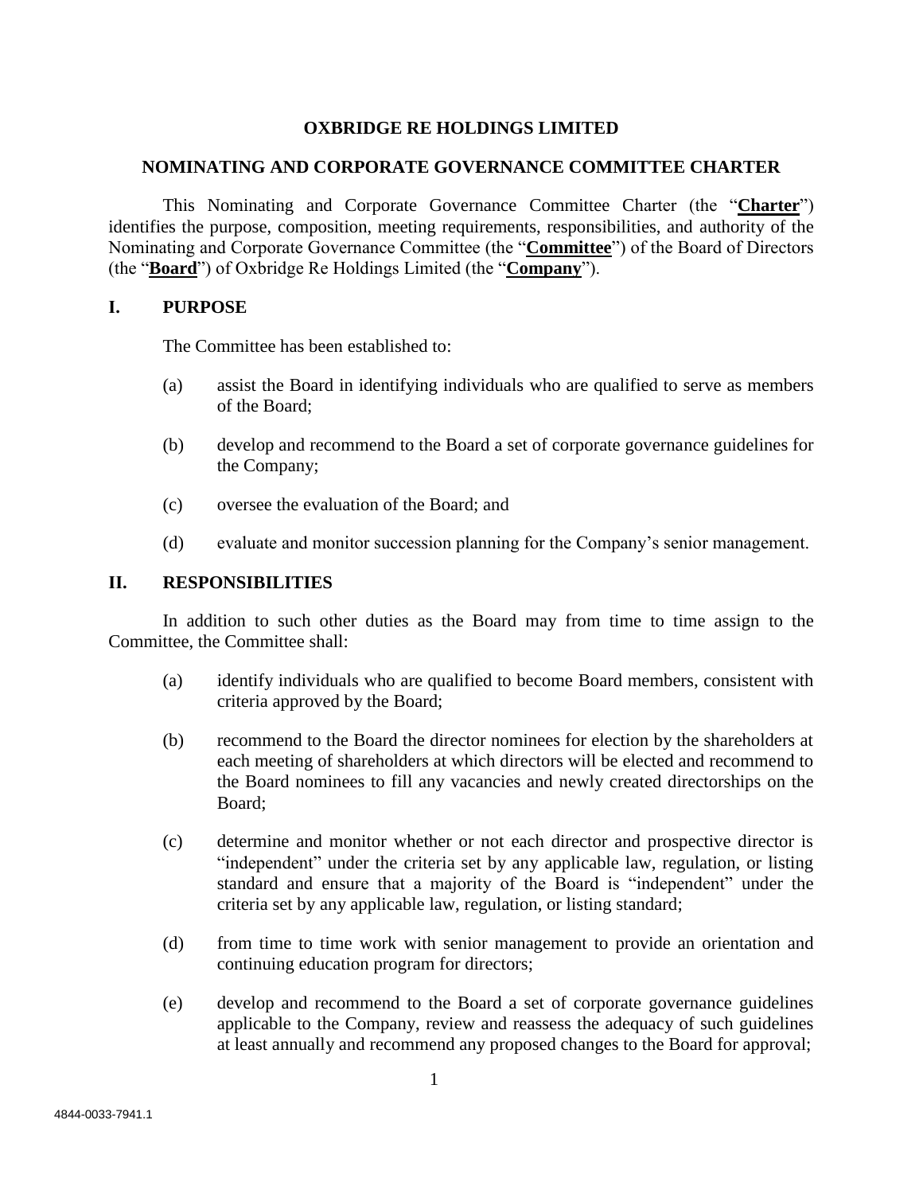# OXBRIDGE RE HOLDINGS LIMITED

## NOMINATING AND CORPORATE GOVERNANCE COMMITTEE CHARTER

This Nominating and Corporate Governance Committee Charter (the "**Charter**") identifies the purpose, composition, meeting requirements, responsibilities, and authority of the Nominating and Corporate Governance Committee (the "**Committee**") of the Board of Directors (the "**Board**") of Oxbridge Re Holdings Limited (the "**Company**").

## I. PURPOSE

The Committee has been established to:

(a) assist the Board in identifying individuals who are qualified to serve as members of the Board;

(b) develop and recommend to the Board a set of corporate governance guidelines for the Company;

(c) oversee the evaluation of the Board; and

(d) evaluate and monitor succession planning for the Company's senior management.

## II. RESPONSIBILITIES

In addition to such other duties as the Board may from time to time assign to the Committee, the Committee shall:

(a) identify individuals who are qualified to become Board members, consistent with criteria approved by the Board;

(b) recommend to the Board the director nominees for election by the shareholders at each meeting of shareholders at which directors will be elected and recommend to the Board nominees to fill any vacancies and newly created directorships on the Board;

(c) determine and monitor whether or not each director and prospective director is "independent" under the criteria set by any applicable law, regulation, or listing standard and ensure that a majority of the Board is "independent" under the criteria set by any applicable law, regulation, or listing standard;

(d) from time to time work with senior management to provide an orientation and continuing education program for directors;

(e) develop and recommend to the Board a set of corporate governance guidelines applicable to the Company, review and reassess the adequacy of such guidelines at least annually and recommend any proposed changes to the Board for approval;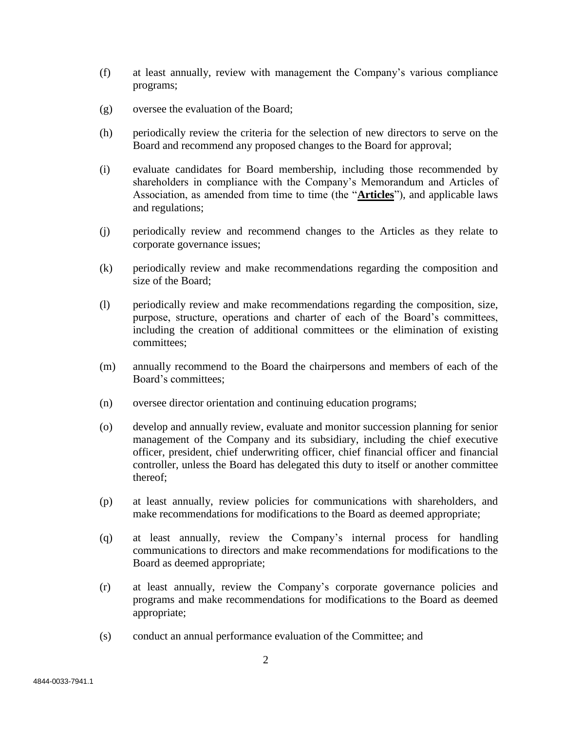(f) at least annually, review with management the Company's various compliance programs;

(g) oversee the evaluation of the Board;

(h) periodically review the criteria for the selection of new directors to serve on the Board and recommend any proposed changes to the Board for approval;

(i) evaluate candidates for Board membership, including those recommended by shareholders in compliance with the Company's Memorandum and Articles of Association, as amended from time to time (the "**Articles**"), and applicable laws and regulations;

(j) periodically review and recommend changes to the Articles as they relate to corporate governance issues;

(k) periodically review and make recommendations regarding the composition and size of the Board;

(l) periodically review and make recommendations regarding the composition, size, purpose, structure, operations and charter of each of the Board's committees, including the creation of additional committees or the elimination of existing committees;

(m) annually recommend to the Board the chairpersons and members of each of the Board's committees;

(n) oversee director orientation and continuing education programs;

(o) develop and annually review, evaluate and monitor succession planning for senior management of the Company and its subsidiary, including the chief executive officer, president, chief underwriting officer, chief financial officer and financial controller, unless the Board has delegated this duty to itself or another committee thereof;

(p) at least annually, review policies for communications with shareholders, and make recommendations for modifications to the Board as deemed appropriate;

(q) at least annually, review the Company's internal process for handling communications to directors and make recommendations for modifications to the Board as deemed appropriate;

(r) at least annually, review the Company's corporate governance policies and programs and make recommendations for modifications to the Board as deemed appropriate;

(s) conduct an annual performance evaluation of the Committee; and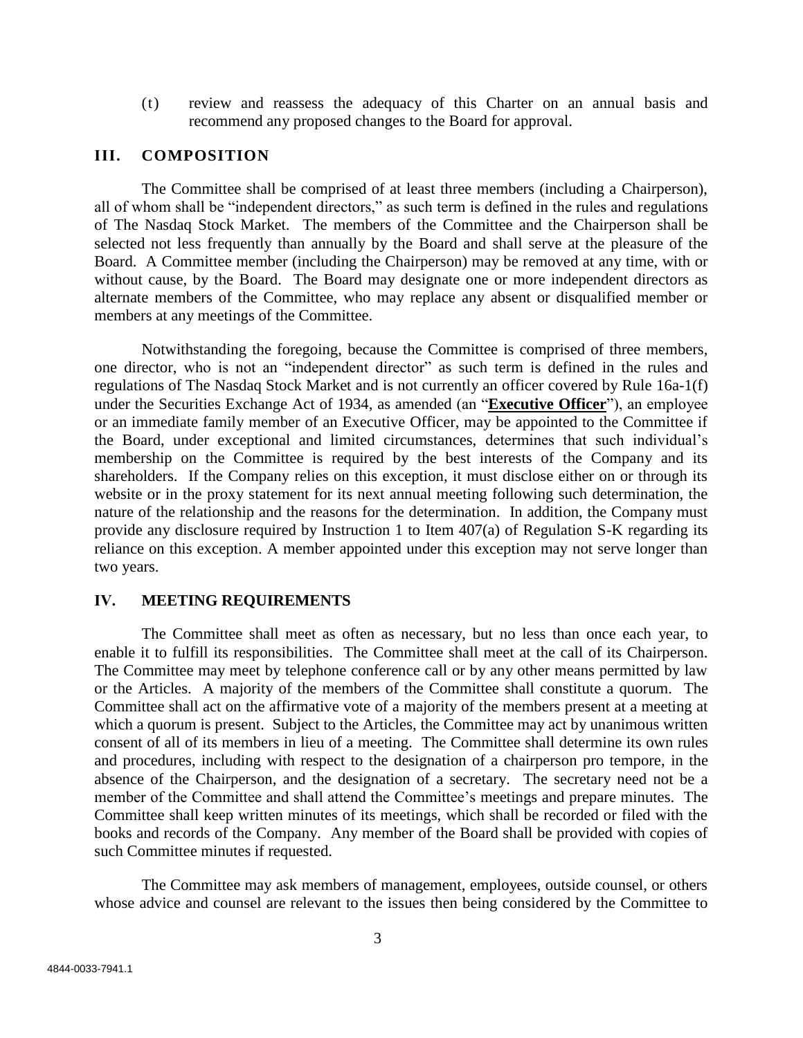(t) review and reassess the adequacy of this Charter on an annual basis and recommend any proposed changes to the Board for approval.

## III. COMPOSITION

The Committee shall be comprised of at least three members (including a Chairperson), all of whom shall be "independent directors," as such term is defined in the rules and regulations of The Nasdaq Stock Market. The members of the Committee and the Chairperson shall be selected not less frequently than annually by the Board and shall serve at the pleasure of the Board. A Committee member (including the Chairperson) may be removed at any time, with or without cause, by the Board. The Board may designate one or more independent directors as alternate members of the Committee, who may replace any absent or disqualified member or members at any meetings of the Committee.

Notwithstanding the foregoing, because the Committee is comprised of three members, one director, who is not an "independent director" as such term is defined in the rules and regulations of The Nasdaq Stock Market and is not currently an officer covered by Rule 16a-1(f) under the Securities Exchange Act of 1934, as amended (an "**Executive Officer**"), an employee or an immediate family member of an Executive Officer, may be appointed to the Committee if the Board, under exceptional and limited circumstances, determines that such individual's membership on the Committee is required by the best interests of the Company and its shareholders. If the Company relies on this exception, it must disclose either on or through its website or in the proxy statement for its next annual meeting following such determination, the nature of the relationship and the reasons for the determination. In addition, the Company must provide any disclosure required by Instruction 1 to Item 407(a) of Regulation S-K regarding its reliance on this exception. A member appointed under this exception may not serve longer than two years.

## IV. MEETING REQUIREMENTS

The Committee shall meet as often as necessary, but no less than once each year, to enable it to fulfill its responsibilities. The Committee shall meet at the call of its Chairperson. The Committee may meet by telephone conference call or by any other means permitted by law or the Articles. A majority of the members of the Committee shall constitute a quorum. The Committee shall act on the affirmative vote of a majority of the members present at a meeting at which a quorum is present. Subject to the Articles, the Committee may act by unanimous written consent of all of its members in lieu of a meeting. The Committee shall determine its own rules and procedures, including with respect to the designation of a chairperson pro tempore, in the absence of the Chairperson, and the designation of a secretary. The secretary need not be a member of the Committee and shall attend the Committee's meetings and prepare minutes. The Committee shall keep written minutes of its meetings, which shall be recorded or filed with the books and records of the Company. Any member of the Board shall be provided with copies of such Committee minutes if requested.

The Committee may ask members of management, employees, outside counsel, or others whose advice and counsel are relevant to the issues then being considered by the Committee to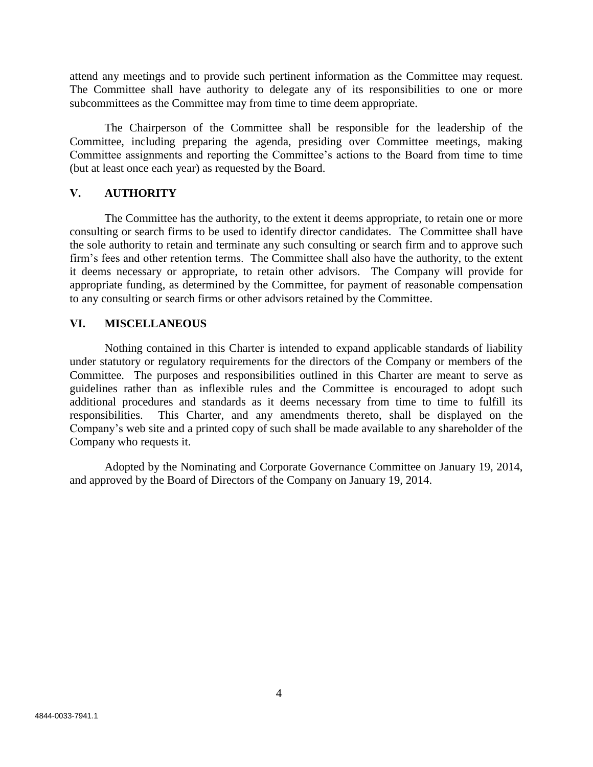attend any meetings and to provide such pertinent information as the Committee may request. The Committee shall have authority to delegate any of its responsibilities to one or more subcommittees as the Committee may from time to time deem appropriate.

The Chairperson of the Committee shall be responsible for the leadership of the Committee, including preparing the agenda, presiding over Committee meetings, making Committee assignments and reporting the Committee's actions to the Board from time to time (but at least once each year) as requested by the Board.

## V. AUTHORITY

The Committee has the authority, to the extent it deems appropriate, to retain one or more consulting or search firms to be used to identify director candidates. The Committee shall have the sole authority to retain and terminate any such consulting or search firm and to approve such firm's fees and other retention terms. The Committee shall also have the authority, to the extent it deems necessary or appropriate, to retain other advisors. The Company will provide for appropriate funding, as determined by the Committee, for payment of reasonable compensation to any consulting or search firms or other advisors retained by the Committee.

## VI. MISCELLANEOUS

Nothing contained in this Charter is intended to expand applicable standards of liability under statutory or regulatory requirements for the directors of the Company or members of the Committee. The purposes and responsibilities outlined in this Charter are meant to serve as guidelines rather than as inflexible rules and the Committee is encouraged to adopt such additional procedures and standards as it deems necessary from time to time to fulfill its responsibilities. This Charter, and any amendments thereto, shall be displayed on the Company's web site and a printed copy of such shall be made available to any shareholder of the Company who requests it.

Adopted by the Nominating and Corporate Governance Committee on January 19, 2014, and approved by the Board of Directors of the Company on January 19, 2014.

4844-0033-7941.1